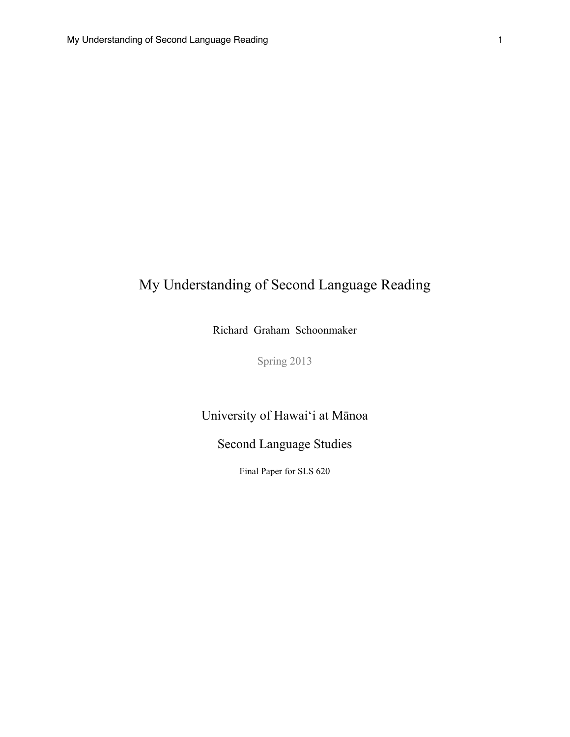# My Understanding of Second Language Reading

Richard Graham Schoonmaker

Spring 2013

University of Hawaiʻi at Mānoa

Second Language Studies

Final Paper for SLS 620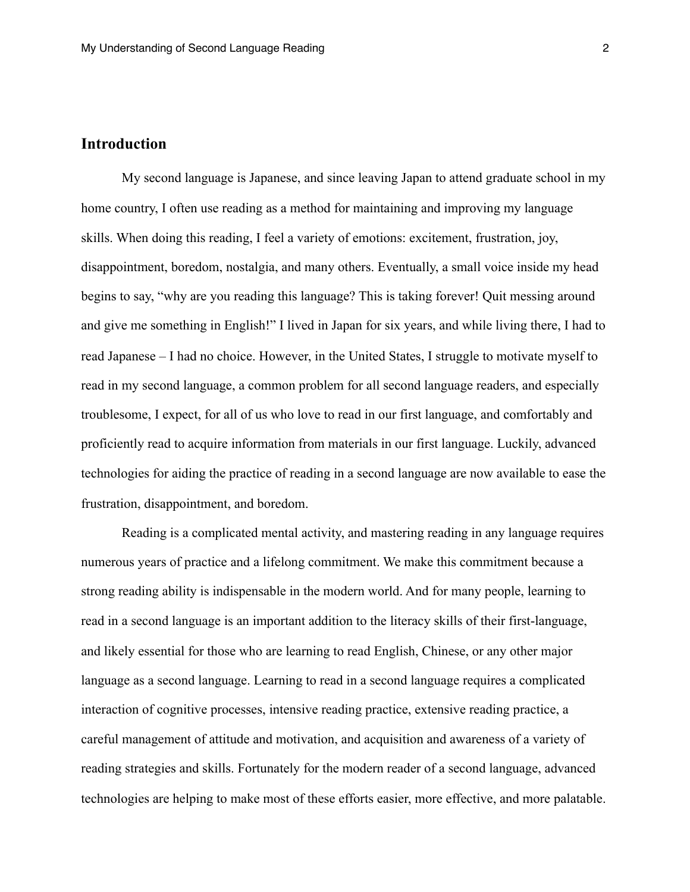## Introduction

My second language is Japanese, and since leaving Japan to attend graduate school in my home country, I often use reading as a method for maintaining and improving my language skills. When doing this reading, I feel a variety of emotions: excitement, frustration, joy, disappointment, boredom, nostalgia, and many others. Eventually, a small voice inside my head begins to say, "why are you reading this language? This is taking forever! Quit messing around and give me something in English!" I lived in Japan for six years, and while living there, I had to read Japanese – I had no choice. However, in the United States, I struggle to motivate myself to read in my second language, a common problem for all second language readers, and especially troublesome, I expect, for all of us who love to read in our first language, and comfortably and proficiently read to acquire information from materials in our first language. Luckily, advanced technologies for aiding the practice of reading in a second language are now available to ease the frustration, disappointment, and boredom.

Reading is a complicated mental activity, and mastering reading in any language requires numerous years of practice and a lifelong commitment. We make this commitment because a strong reading ability is indispensable in the modern world. And for many people, learning to read in a second language is an important addition to the literacy skills of their first-language, and likely essential for those who are learning to read English, Chinese, or any other major language as a second language. Learning to read in a second language requires a complicated interaction of cognitive processes, intensive reading practice, extensive reading practice, a careful management of attitude and motivation, and acquisition and awareness of a variety of reading strategies and skills. Fortunately for the modern reader of a second language, advanced technologies are helping to make most of these efforts easier, more effective, and more palatable.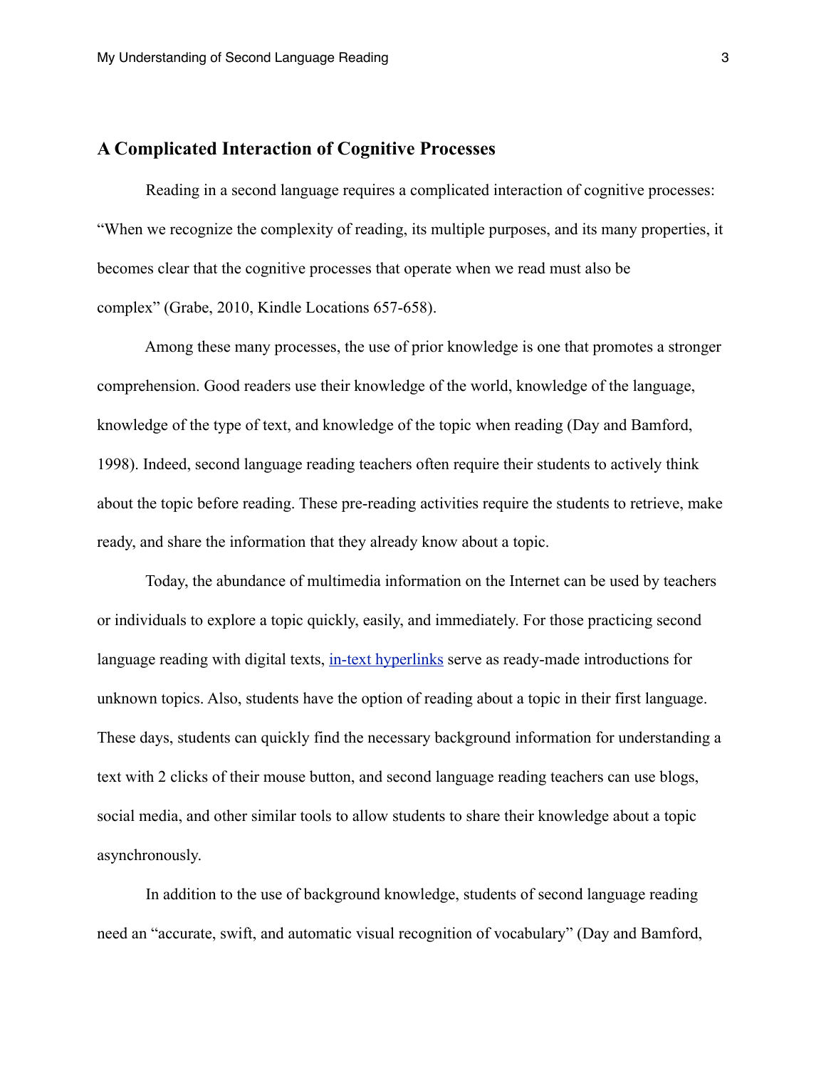## A Complicated Interaction of Cognitive Processes

Reading in a second language requires a complicated interaction of cognitive processes: "When we recognize the complexity of reading, its multiple purposes, and its many properties, it becomes clear that the cognitive processes that operate when we read must also be complex" (Grabe, 2010, Kindle Locations 657-658).

Among these many processes, the use of prior knowledge is one that promotes a stronger comprehension. Good readers use their knowledge of the world, knowledge of the language, knowledge of the type of text, and knowledge of the topic when reading (Day and Bamford, 1998). Indeed, second language reading teachers often require their students to actively think about the topic before reading. These pre-reading activities require the students to retrieve, make ready, and share the information that they already know about a topic.

Today, the abundance of multimedia information on the Internet can be used by teachers or individuals to explore a topic quickly, easily, and immediately. For those practicing second language reading with digital texts, in-text hyperlinks serve as ready-made introductions for unknown topics. Also, students have the option of reading about a topic in their first language. These days, students can quickly find the necessary background information for understanding a text with 2 clicks of their mouse button, and second language reading teachers can use blogs, social media, and other similar tools to allow students to share their knowledge about a topic asynchronously.

In addition to the use of background knowledge, students of second language reading need an "accurate, swift, and automatic visual recognition of vocabulary" (Day and Bamford,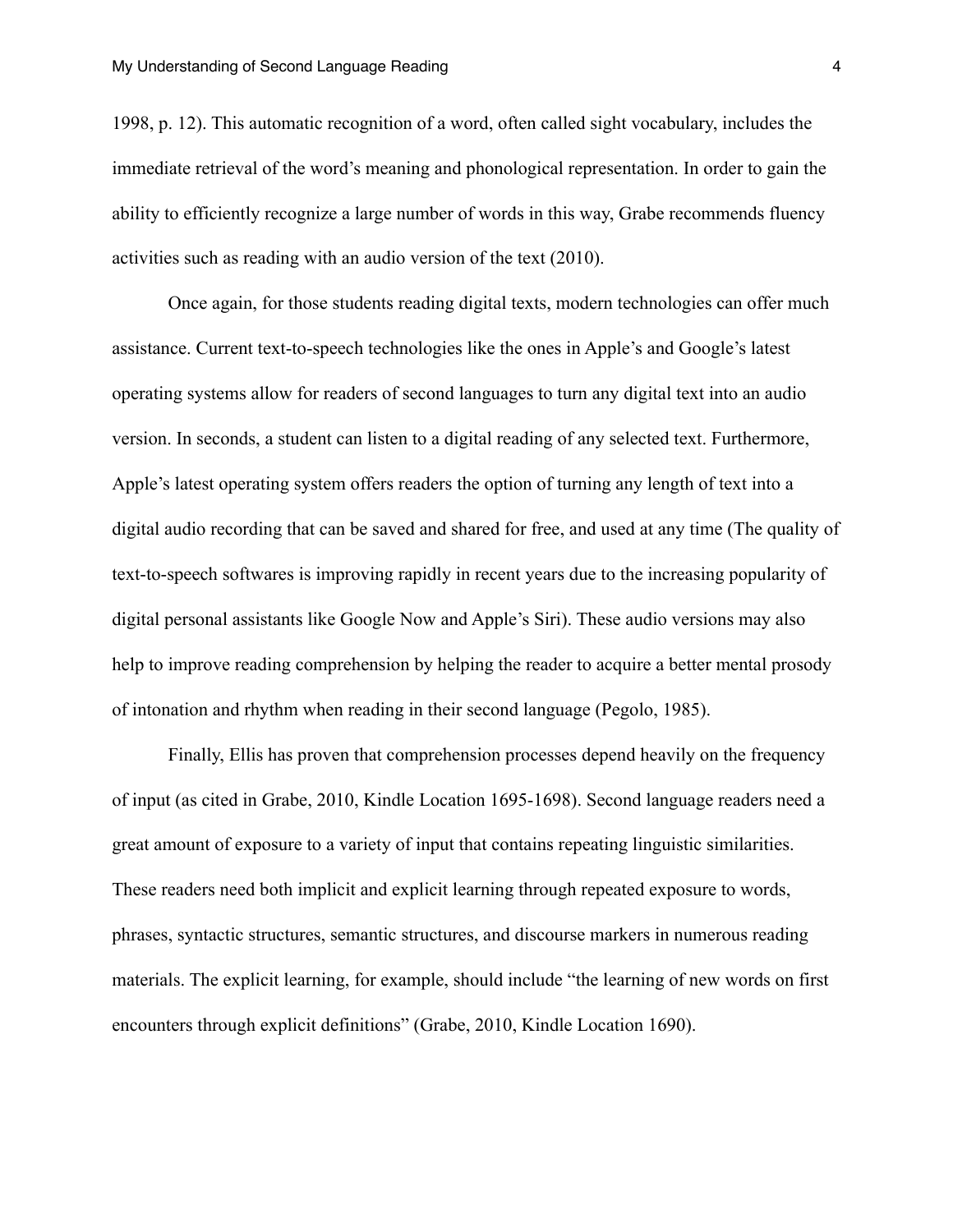1998, p. 12). This automatic recognition of a word, often called sight vocabulary, includes the immediate retrieval of the word's meaning and phonological representation. In order to gain the ability to efficiently recognize a large number of words in this way, Grabe recommends fluency activities such as reading with an audio version of the text (2010).

Once again, for those students reading digital texts, modern technologies can offer much assistance. Current text-to-speech technologies like the ones in Apple's and Google's latest operating systems allow for readers of second languages to turn any digital text into an audio version. In seconds, a student can listen to a digital reading of any selected text. Furthermore, Apple's latest operating system offers readers the option of turning any length of text into a digital audio recording that can be saved and shared for free, and used at any time (The quality of text-to-speech softwares is improving rapidly in recent years due to the increasing popularity of digital personal assistants like Google Now and Apple's Siri). These audio versions may also help to improve reading comprehension by helping the reader to acquire a better mental prosody of intonation and rhythm when reading in their second language (Pegolo, 1985).

Finally, Ellis has proven that comprehension processes depend heavily on the frequency of input (as cited in Grabe, 2010, Kindle Location 1695-1698). Second language readers need a great amount of exposure to a variety of input that contains repeating linguistic similarities. These readers need both implicit and explicit learning through repeated exposure to words, phrases, syntactic structures, semantic structures, and discourse markers in numerous reading materials. The explicit learning, for example, should include "the learning of new words on first encounters through explicit definitions" (Grabe, 2010, Kindle Location 1690).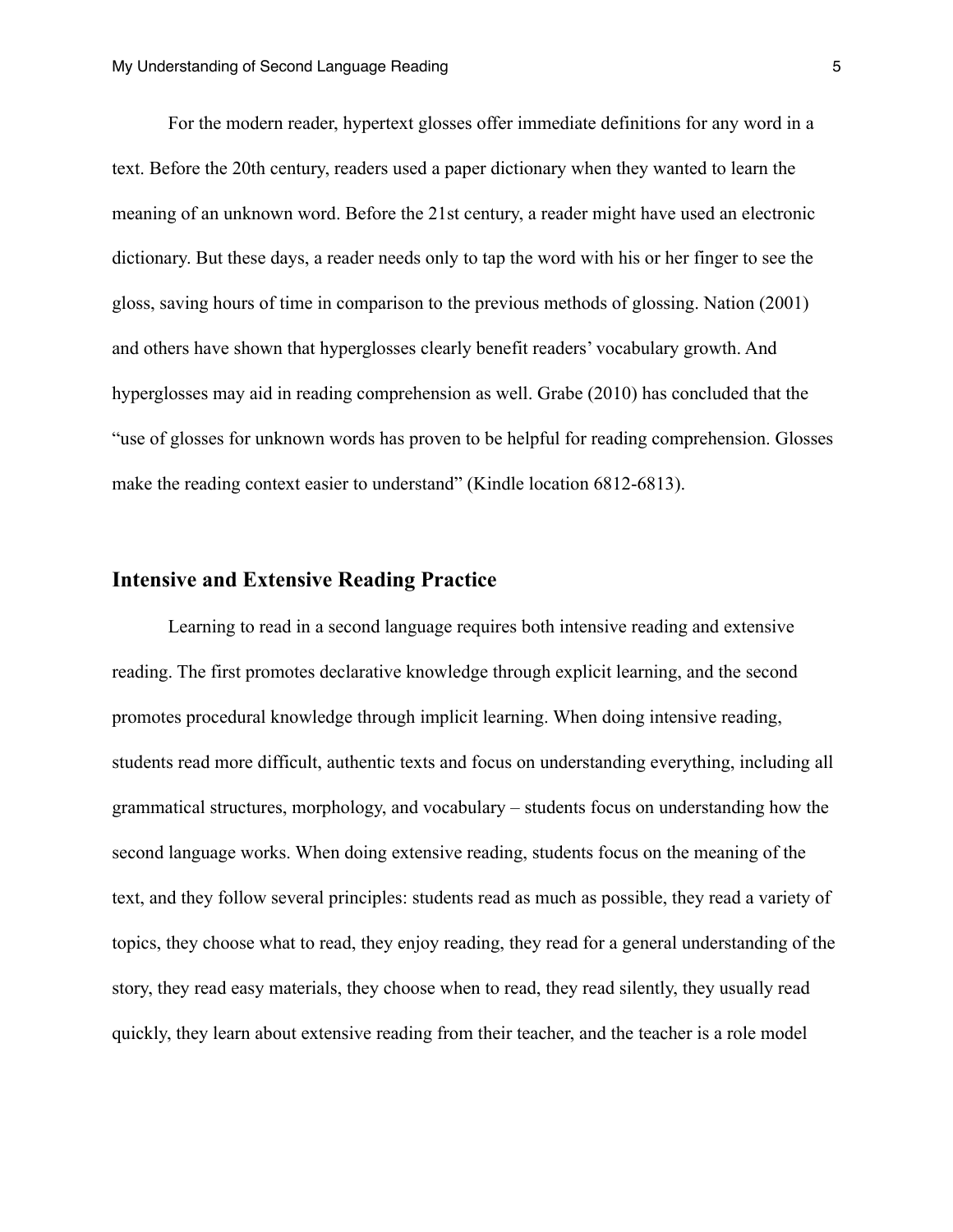For the modern reader, hypertext glosses offer immediate definitions for any word in a text. Before the 20th century, readers used a paper dictionary when they wanted to learn the meaning of an unknown word. Before the 21st century, a reader might have used an electronic dictionary. But these days, a reader needs only to tap the word with his or her finger to see the gloss, saving hours of time in comparison to the previous methods of glossing. Nation (2001) and others have shown that hyperglosses clearly benefit readers' vocabulary growth. And hyperglosses may aid in reading comprehension as well. Grabe (2010) has concluded that the "use of glosses for unknown words has proven to be helpful for reading comprehension. Glosses make the reading context easier to understand" (Kindle location 6812-6813).

## Intensive and Extensive Reading Practice

Learning to read in a second language requires both intensive reading and extensive reading. The first promotes declarative knowledge through explicit learning, and the second promotes procedural knowledge through implicit learning. When doing intensive reading, students read more difficult, authentic texts and focus on understanding everything, including all grammatical structures, morphology, and vocabulary – students focus on understanding how the second language works. When doing extensive reading, students focus on the meaning of the text, and they follow several principles: students read as much as possible, they read a variety of topics, they choose what to read, they enjoy reading, they read for a general understanding of the story, they read easy materials, they choose when to read, they read silently, they usually read quickly, they learn about extensive reading from their teacher, and the teacher is a role model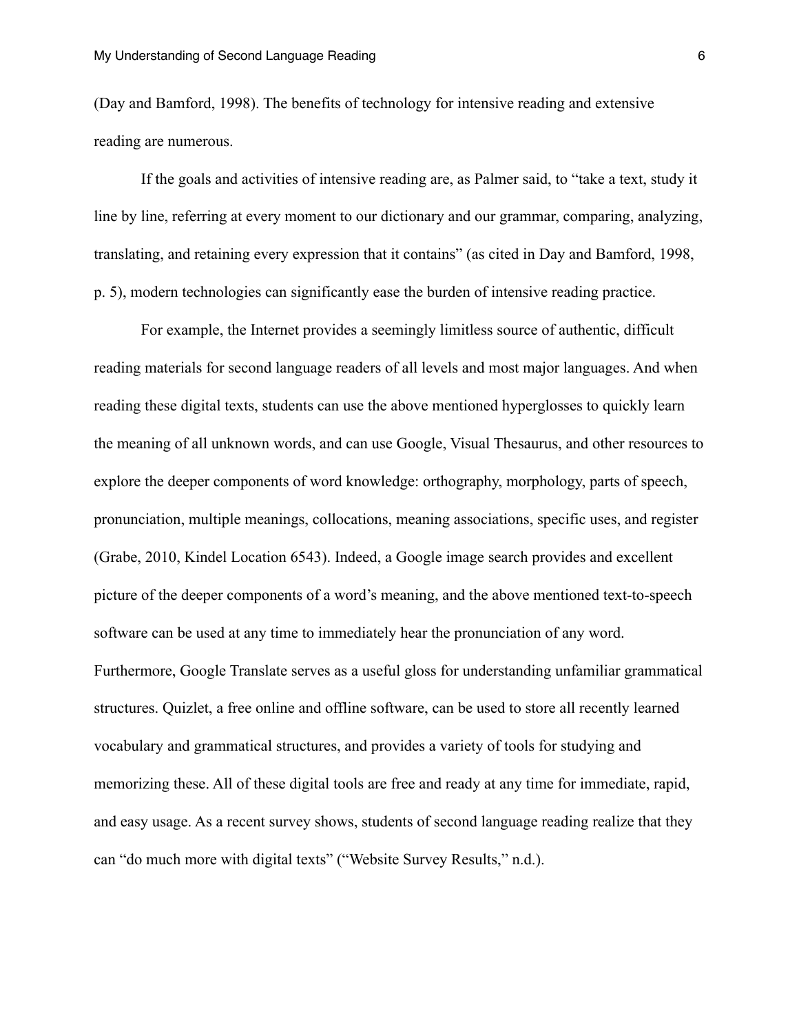(Day and Bamford, 1998). The benefits of technology for intensive reading and extensive reading are numerous.

If the goals and activities of intensive reading are, as Palmer said, to "take a text, study it line by line, referring at every moment to our dictionary and our grammar, comparing, analyzing, translating, and retaining every expression that it contains" (as cited in Day and Bamford, 1998, p. 5), modern technologies can significantly ease the burden of intensive reading practice.

For example, the Internet provides a seemingly limitless source of authentic, difficult reading materials for second language readers of all levels and most major languages. And when reading these digital texts, students can use the above mentioned hyperglosses to quickly learn the meaning of all unknown words, and can use Google, Visual Thesaurus, and other resources to explore the deeper components of word knowledge: orthography, morphology, parts of speech, pronunciation, multiple meanings, collocations, meaning associations, specific uses, and register (Grabe, 2010, Kindel Location 6543). Indeed, a Google image search provides and excellent picture of the deeper components of a word's meaning, and the above mentioned text-to-speech software can be used at any time to immediately hear the pronunciation of any word. Furthermore, Google Translate serves as a useful gloss for understanding unfamiliar grammatical structures. Quizlet, a free online and offline software, can be used to store all recently learned vocabulary and grammatical structures, and provides a variety of tools for studying and memorizing these. All of these digital tools are free and ready at any time for immediate, rapid, and easy usage. As a recent survey shows, students of second language reading realize that they can "do much more with digital texts" ("Website Survey Results," n.d.).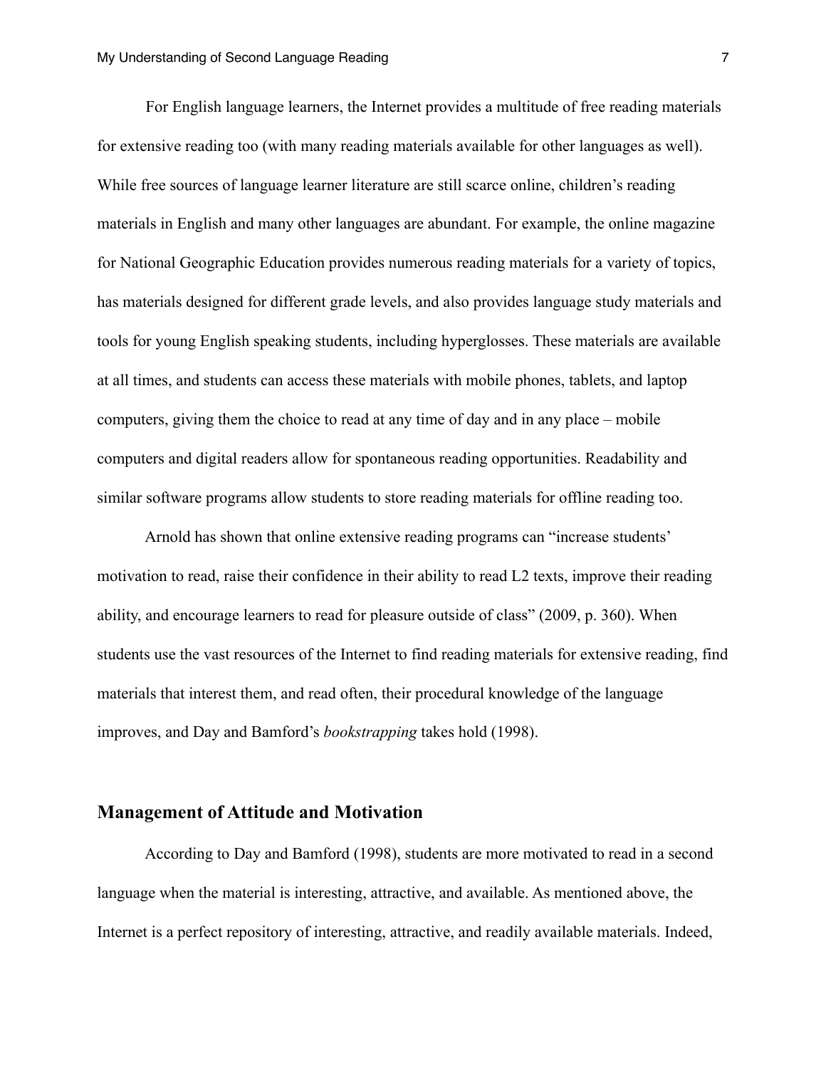For English language learners, the Internet provides a multitude of free reading materials for extensive reading too (with many reading materials available for other languages as well). While free sources of language learner literature are still scarce online, children's reading materials in English and many other languages are abundant. For example, the online magazine for National Geographic Education provides numerous reading materials for a variety of topics, has materials designed for different grade levels, and also provides language study materials and tools for young English speaking students, including hyperglosses. These materials are available at all times, and students can access these materials with mobile phones, tablets, and laptop computers, giving them the choice to read at any time of day and in any place – mobile computers and digital readers allow for spontaneous reading opportunities. Readability and similar software programs allow students to store reading materials for offline reading too.

Arnold has shown that online extensive reading programs can "increase students' motivation to read, raise their confidence in their ability to read L2 texts, improve their reading ability, and encourage learners to read for pleasure outside of class" (2009, p. 360). When students use the vast resources of the Internet to find reading materials for extensive reading, find materials that interest them, and read often, their procedural knowledge of the language improves, and Day and Bamford's *bookstrapping* takes hold (1998).

## Management of Attitude and Motivation

According to Day and Bamford (1998), students are more motivated to read in a second language when the material is interesting, attractive, and available. As mentioned above, the Internet is a perfect repository of interesting, attractive, and readily available materials. Indeed,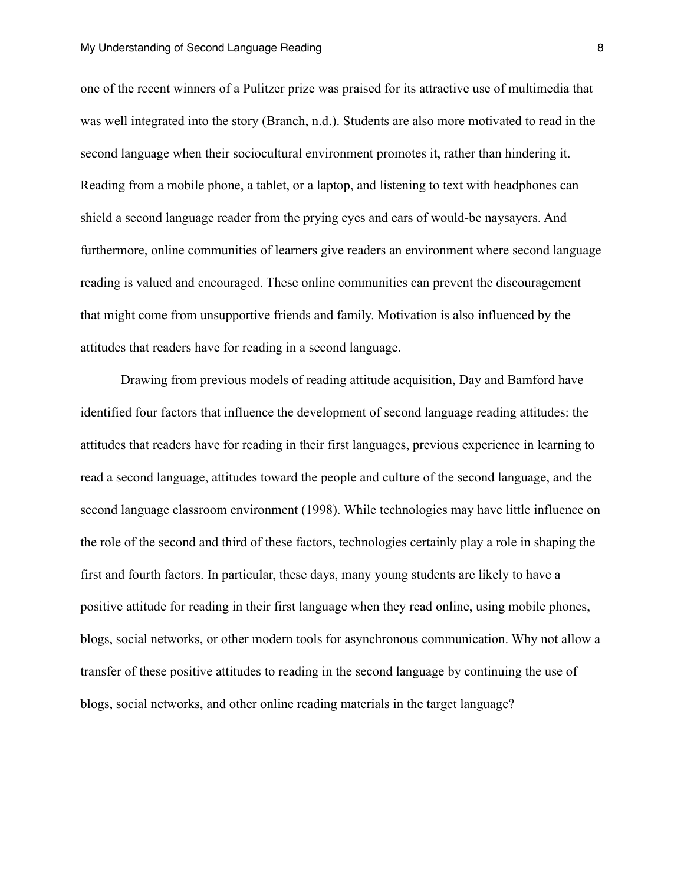one of the recent winners of a Pulitzer prize was praised for its attractive use of multimedia that was well integrated into the story (Branch, n.d.). Students are also more motivated to read in the second language when their sociocultural environment promotes it, rather than hindering it. Reading from a mobile phone, a tablet, or a laptop, and listening to text with headphones can shield a second language reader from the prying eyes and ears of would-be naysayers. And furthermore, online communities of learners give readers an environment where second language reading is valued and encouraged. These online communities can prevent the discouragement that might come from unsupportive friends and family. Motivation is also influenced by the attitudes that readers have for reading in a second language.

Drawing from previous models of reading attitude acquisition, Day and Bamford have identified four factors that influence the development of second language reading attitudes: the attitudes that readers have for reading in their first languages, previous experience in learning to read a second language, attitudes toward the people and culture of the second language, and the second language classroom environment (1998). While technologies may have little influence on the role of the second and third of these factors, technologies certainly play a role in shaping the first and fourth factors. In particular, these days, many young students are likely to have a positive attitude for reading in their first language when they read online, using mobile phones, blogs, social networks, or other modern tools for asynchronous communication. Why not allow a transfer of these positive attitudes to reading in the second language by continuing the use of blogs, social networks, and other online reading materials in the target language?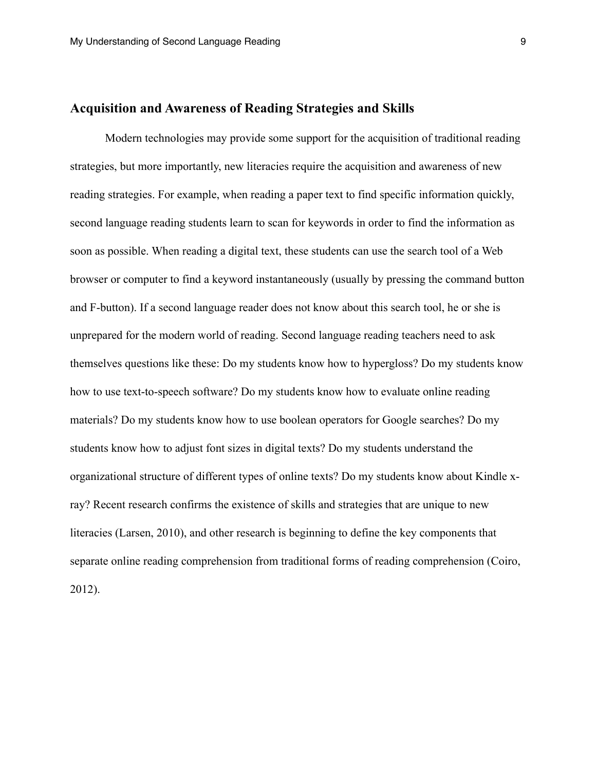## Acquisition and Awareness of Reading Strategies and Skills

Modern technologies may provide some support for the acquisition of traditional reading strategies, but more importantly, new literacies require the acquisition and awareness of new reading strategies. For example, when reading a paper text to find specific information quickly, second language reading students learn to scan for keywords in order to find the information as soon as possible. When reading a digital text, these students can use the search tool of a Web browser or computer to find a keyword instantaneously (usually by pressing the command button and F-button). If a second language reader does not know about this search tool, he or she is unprepared for the modern world of reading. Second language reading teachers need to ask themselves questions like these: Do my students know how to hypergloss? Do my students know how to use text-to-speech software? Do my students know how to evaluate online reading materials? Do my students know how to use boolean operators for Google searches? Do my students know how to adjust font sizes in digital texts? Do my students understand the organizational structure of different types of online texts? Do my students know about Kindle x-ray? Recent research confirms the existence of skills and strategies that are unique to new literacies (Larsen, 2010), and other research is beginning to define the key components that separate online reading comprehension from traditional forms of reading comprehension (Coiro, 2012).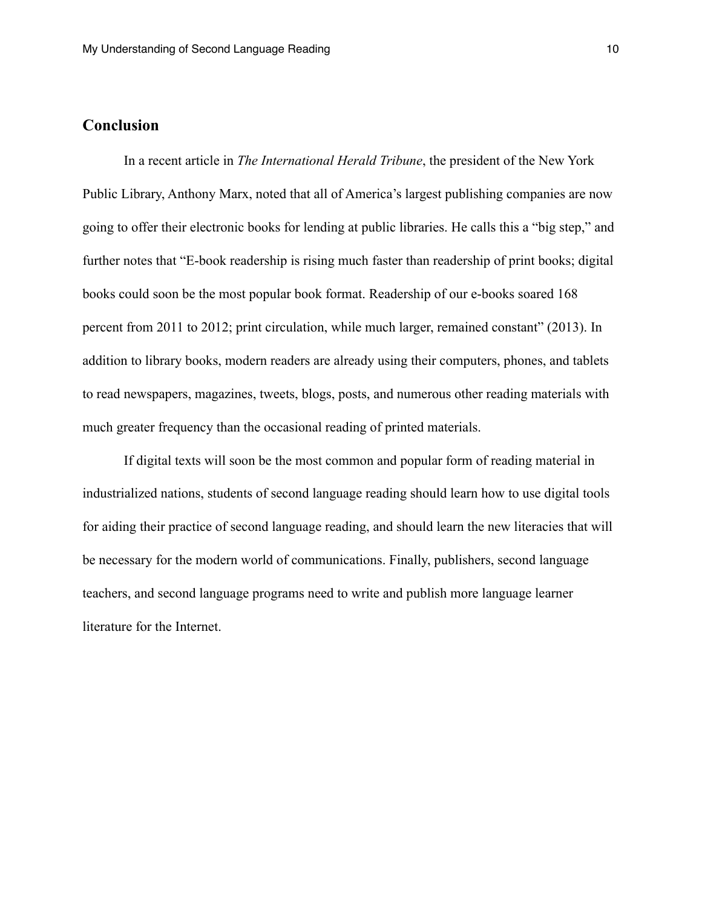## Conclusion

In a recent article in *The International Herald Tribune*, the president of the New York Public Library, Anthony Marx, noted that all of America's largest publishing companies are now going to offer their electronic books for lending at public libraries. He calls this a "big step," and further notes that "E-book readership is rising much faster than readership of print books; digital books could soon be the most popular book format. Readership of our e-books soared 168 percent from 2011 to 2012; print circulation, while much larger, remained constant" (2013). In addition to library books, modern readers are already using their computers, phones, and tablets to read newspapers, magazines, tweets, blogs, posts, and numerous other reading materials with much greater frequency than the occasional reading of printed materials.

If digital texts will soon be the most common and popular form of reading material in industrialized nations, students of second language reading should learn how to use digital tools for aiding their practice of second language reading, and should learn the new literacies that will be necessary for the modern world of communications. Finally, publishers, second language teachers, and second language programs need to write and publish more language learner literature for the Internet.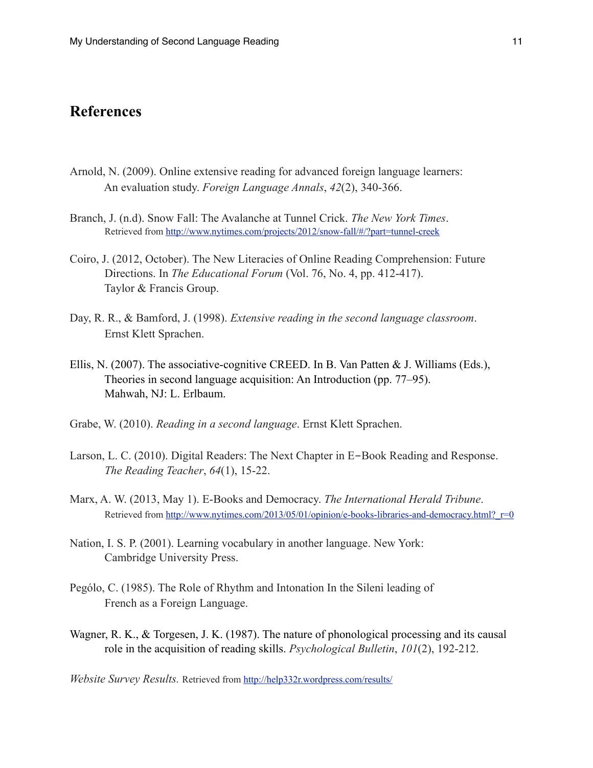## References

Arnold, N. (2009). Online extensive reading for advanced foreign language learners: An evaluation study. *Foreign Language Annals*, *42*(2), 340-366.

Branch, J. (n.d). Snow Fall: The Avalanche at Tunnel Crick. *The New York Times*. Retrieved from http://www.nytimes.com/projects/2012/snow-fall/#/?part=tunnel-creek

Coiro, J. (2012, October). The New Literacies of Online Reading Comprehension: Future Directions. In *The Educational Forum* (Vol. 76, No. 4, pp. 412-417). Taylor & Francis Group.

Day, R. R., & Bamford, J. (1998). *Extensive reading in the second language classroom*. Ernst Klett Sprachen.

Ellis, N. (2007). The associative-cognitive CREED. In B. Van Patten & J. Williams (Eds.), Theories in second language acquisition: An Introduction (pp. 77–95). Mahwah, NJ: L. Erlbaum.

Grabe, W. (2010). *Reading in a second language*. Ernst Klett Sprachen.

Larson, L. C. (2010). Digital Readers: The Next Chapter in E‐Book Reading and Response. *The Reading Teacher*, *64*(1), 15-22.

Marx, A. W. (2013, May 1). E-Books and Democracy. *The International Herald Tribune*. Retrieved from http://www.nytimes.com/2013/05/01/opinion/e-books-libraries-and-democracy.html?_r=0

Nation, I. S. P. (2001). Learning vocabulary in another language. New York: Cambridge University Press.

Pególo, C. (1985). The Role of Rhythm and Intonation In the Sileni leading of French as a Foreign Language.

Wagner, R. K., & Torgesen, J. K. (1987). The nature of phonological processing and its causal role in the acquisition of reading skills. *Psychological Bulletin*, *101*(2), 192-212.

*Website Survey Results*. Retrieved from http://help332r.wordpress.com/results/